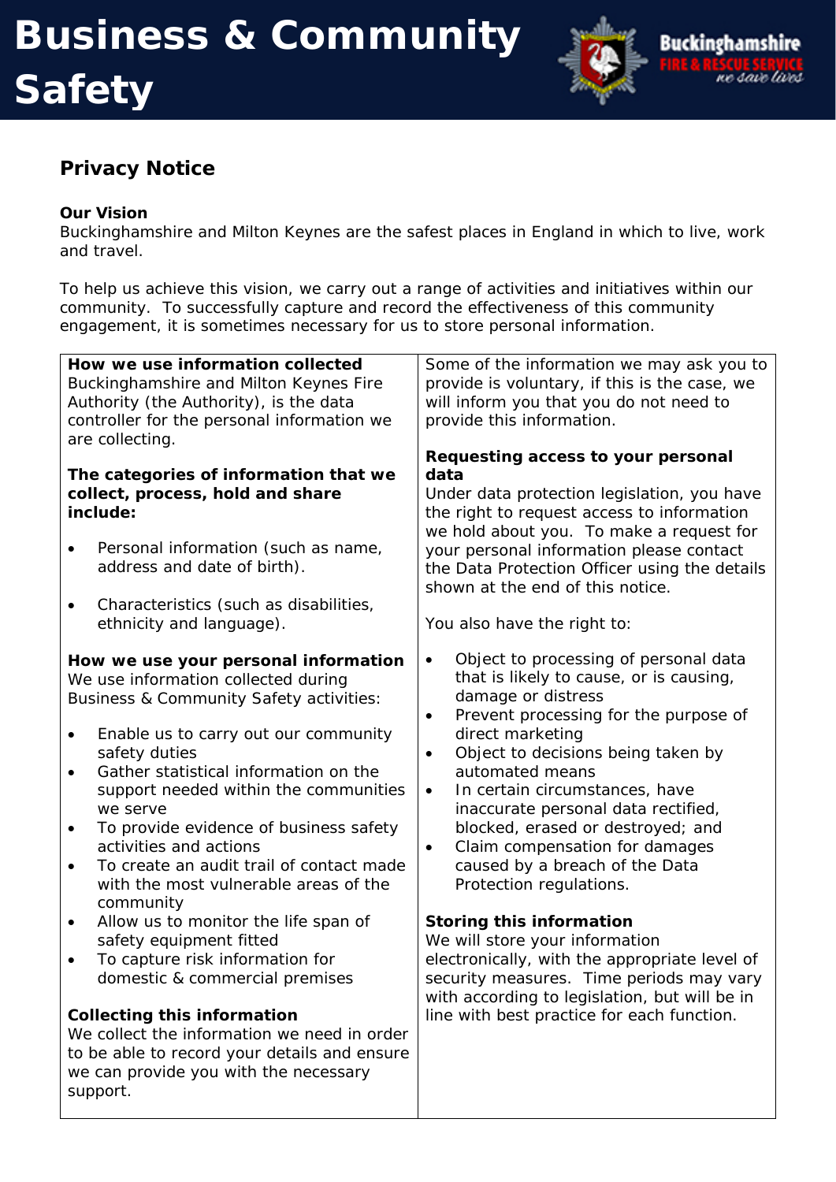# Business & Community Safety

## Privacy Notice

**Our Vision**
Buckinghamshire and Milton Keynes are the safest places in England in which to live, work and travel.

To help us achieve this vision, we carry out a range of activities and initiatives within our community. To successfully capture and record the effectiveness of this community engagement, it is sometimes necessary for us to store personal information.

**How we use information collected**
Buckinghamshire and Milton Keynes Fire Authority (the Authority), is the data controller for the personal information we are collecting.

**The categories of information that we collect, process, hold and share include:**

- Personal information (such as name, address and date of birth).
- Characteristics (such as disabilities, ethnicity and language).

**How we use your personal information**
We use information collected during Business & Community Safety activities:

- Enable us to carry out our community safety duties
- Gather statistical information on the support needed within the communities we serve
- To provide evidence of business safety activities and actions
- To create an audit trail of contact made with the most vulnerable areas of the community
- Allow us to monitor the life span of safety equipment fitted
- To capture risk information for domestic & commercial premises

**Collecting this information**
We collect the information we need in order to be able to record your details and ensure we can provide you with the necessary support.

Some of the information we may ask you to provide is voluntary, if this is the case, we will inform you that you do not need to provide this information.

**Requesting access to your personal data**
Under data protection legislation, you have the right to request access to information we hold about you. To make a request for your personal information please contact the Data Protection Officer using the details shown at the end of this notice.

You also have the right to:

- Object to processing of personal data that is likely to cause, or is causing, damage or distress
- Prevent processing for the purpose of direct marketing
- Object to decisions being taken by automated means
- In certain circumstances, have inaccurate personal data rectified, blocked, erased or destroyed; and
- Claim compensation for damages caused by a breach of the Data Protection regulations.

**Storing this information**
We will store your information electronically, with the appropriate level of security measures. Time periods may vary with according to legislation, but will be in line with best practice for each function.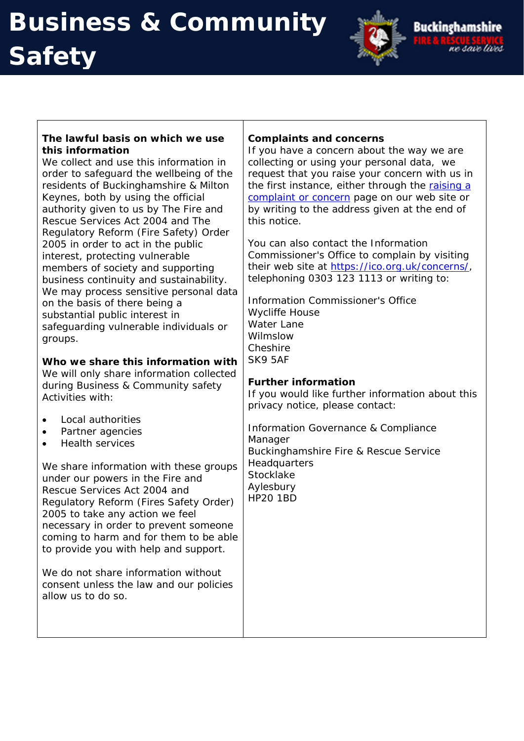# Business & Community Safety

**The lawful basis on which we use this information**

We collect and use this information in order to safeguard the wellbeing of the residents of Buckinghamshire & Milton Keynes, both by using the official authority given to us by The Fire and Rescue Services Act 2004 and The Regulatory Reform (Fire Safety) Order 2005 in order to act in the public interest, protecting vulnerable members of society and supporting business continuity and sustainability. We may process sensitive personal data on the basis of there being a substantial public interest in safeguarding vulnerable individuals or groups.

**Who we share this information with**

We will only share information collected during Business & Community safety Activities with:

- Local authorities
- Partner agencies
- Health services

We share information with these groups under our powers in the Fire and Rescue Services Act 2004 and Regulatory Reform (Fires Safety Order) 2005 to take any action we feel necessary in order to prevent someone coming to harm and for them to be able to provide you with help and support.

We do not share information without consent unless the law and our policies allow us to do so.

**Complaints and concerns**

If you have a concern about the way we are collecting or using your personal data, we request that you raise your concern with us in the first instance, either through the raising a complaint or concern page on our web site or by writing to the address given at the end of this notice.

You can also contact the Information Commissioner's Office to complain by visiting their web site at https://ico.org.uk/concerns/, telephoning 0303 123 1113 or writing to:

Information Commissioner's Office
Wycliffe House
Water Lane
Wilmslow
Cheshire
SK9 5AF

**Further information**

If you would like further information about this privacy notice, please contact:

Information Governance & Compliance Manager
Buckinghamshire Fire & Rescue Service
Headquarters
Stocklake
Aylesbury
HP20 1BD